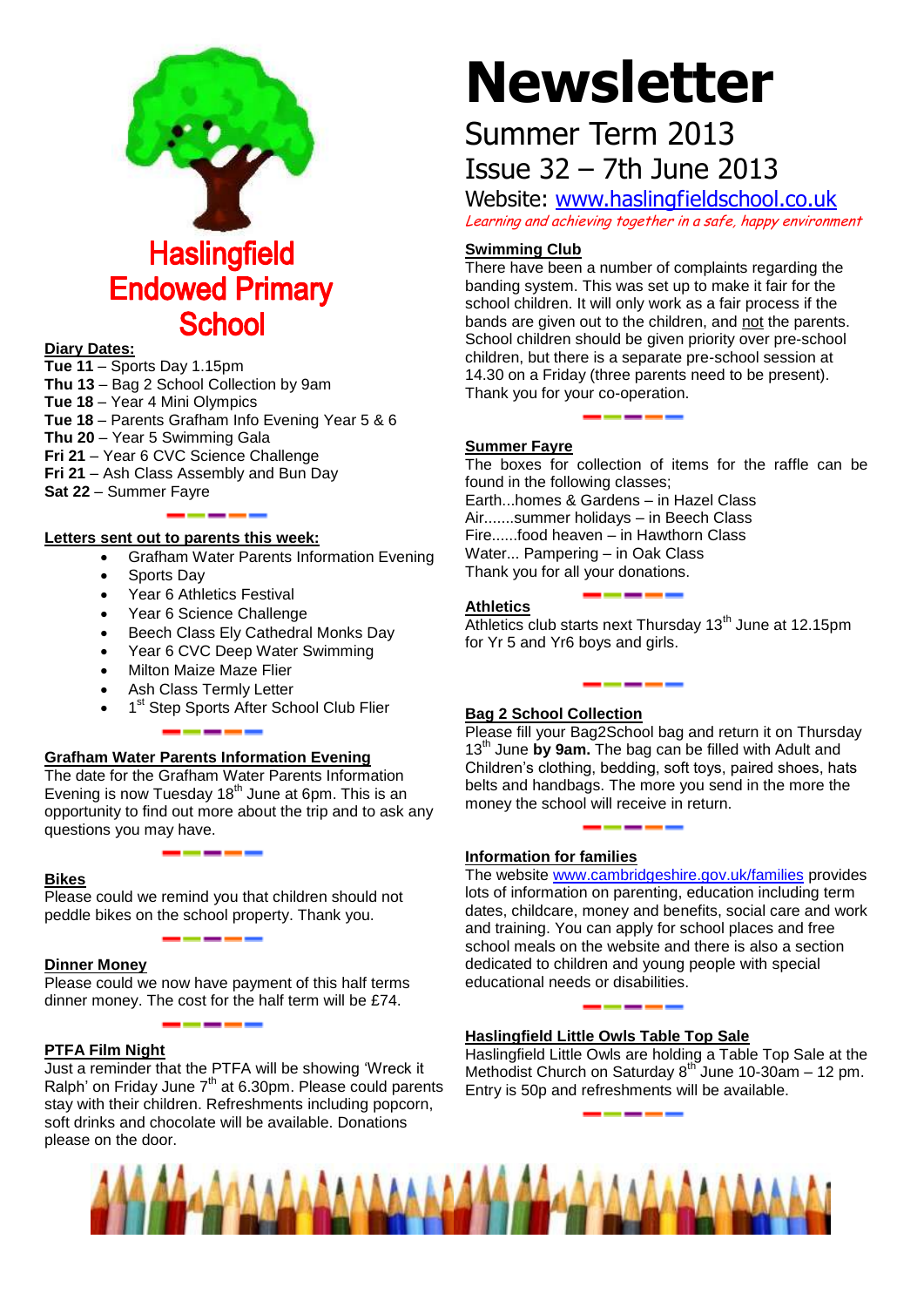# Newsletter

## Summer Term 2013

## Issue 32 – 7th June 2013

Website: www.haslingfieldschool.co.uk

*Learning and achieving together in a safe, happy environment*

# Haslingfield Endowed Primary School

**Diary Dates:**

**Tue 11** – Sports Day 1.15pm
**Thu 13** – Bag 2 School Collection by 9am
**Tue 18** – Year 4 Mini Olympics
**Tue 18** – Parents Grafham Info Evening Year 5 & 6
**Thu 20** – Year 5 Swimming Gala
**Fri 21** – Year 6 CVC Science Challenge
**Fri 21** – Ash Class Assembly and Bun Day
**Sat 22** – Summer Fayre

**Letters sent out to parents this week:**

- Grafham Water Parents Information Evening
- Sports Day
- Year 6 Athletics Festival
- Year 6 Science Challenge
- Beech Class Ely Cathedral Monks Day
- Year 6 CVC Deep Water Swimming
- Milton Maize Maze Flier
- Ash Class Termly Letter
- 1st Step Sports After School Club Flier

**Grafham Water Parents Information Evening**

The date for the Grafham Water Parents Information Evening is now Tuesday 18th June at 6pm. This is an opportunity to find out more about the trip and to ask any questions you may have.

**Bikes**

Please could we remind you that children should not peddle bikes on the school property. Thank you.

**Dinner Money**

Please could we now have payment of this half terms dinner money. The cost for the half term will be £74.

**PTFA Film Night**

Just a reminder that the PTFA will be showing 'Wreck it Ralph' on Friday June 7th at 6.30pm. Please could parents stay with their children. Refreshments including popcorn, soft drinks and chocolate will be available. Donations please on the door.

**Swimming Club**

There have been a number of complaints regarding the banding system. This was set up to make it fair for the school children. It will only work as a fair process if the bands are given out to the children, and not the parents. School children should be given priority over pre-school children, but there is a separate pre-school session at 14.30 on a Friday (three parents need to be present). Thank you for your co-operation.

**Summer Fayre**

The boxes for collection of items for the raffle can be found in the following classes;
Earth...homes & Gardens – in Hazel Class
Air.......summer holidays – in Beech Class
Fire......food heaven – in Hawthorn Class
Water... Pampering – in Oak Class
Thank you for all your donations.

**Athletics**

Athletics club starts next Thursday 13th June at 12.15pm for Yr 5 and Yr6 boys and girls.

**Bag 2 School Collection**

Please fill your Bag2School bag and return it on Thursday 13th June **by 9am.** The bag can be filled with Adult and Children's clothing, bedding, soft toys, paired shoes, hats belts and handbags. The more you send in the more the money the school will receive in return.

**Information for families**

The website www.cambridgeshire.gov.uk/families provides lots of information on parenting, education including term dates, childcare, money and benefits, social care and work and training. You can apply for school places and free school meals on the website and there is also a section dedicated to children and young people with special educational needs or disabilities.

**Haslingfield Little Owls Table Top Sale**

Haslingfield Little Owls are holding a Table Top Sale at the Methodist Church on Saturday 8th June 10-30am – 12 pm. Entry is 50p and refreshments will be available.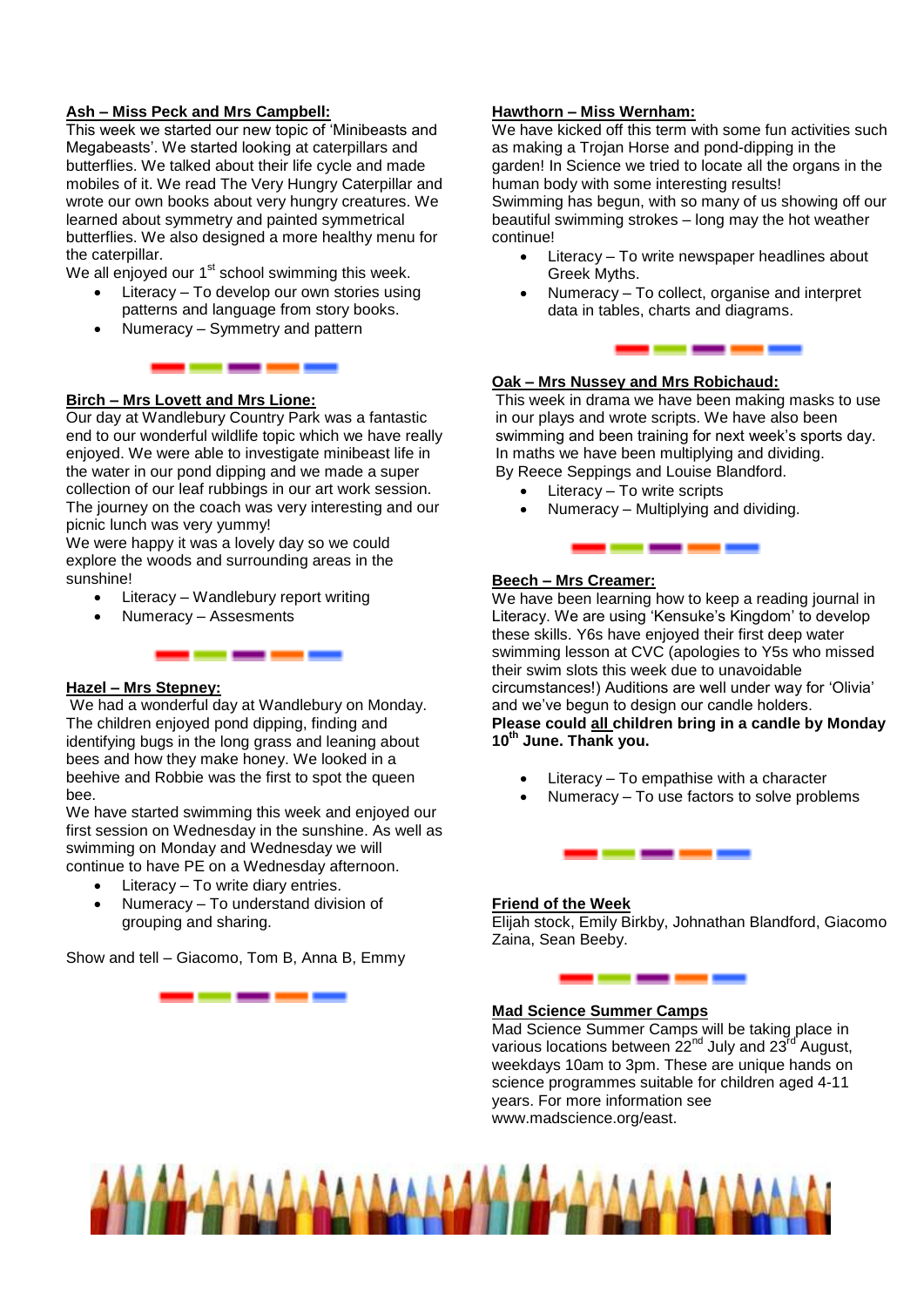**Ash – Miss Peck and Mrs Campbell:**

This week we started our new topic of 'Minibeasts and Megabeasts'. We started looking at caterpillars and butterflies. We talked about their life cycle and made mobiles of it. We read The Very Hungry Caterpillar and wrote our own books about very hungry creatures. We learned about symmetry and painted symmetrical butterflies. We also designed a more healthy menu for the caterpillar.

We all enjoyed our 1st school swimming this week.

- Literacy – To develop our own stories using patterns and language from story books.
- Numeracy – Symmetry and pattern

**Birch – Mrs Lovett and Mrs Lione:**

Our day at Wandlebury Country Park was a fantastic end to our wonderful wildlife topic which we have really enjoyed. We were able to investigate minibeast life in the water in our pond dipping and we made a super collection of our leaf rubbings in our art work session. The journey on the coach was very interesting and our picnic lunch was very yummy!

We were happy it was a lovely day so we could explore the woods and surrounding areas in the sunshine!

- Literacy – Wandlebury report writing
- Numeracy – Assesments

**Hazel – Mrs Stepney:**

We had a wonderful day at Wandlebury on Monday. The children enjoyed pond dipping, finding and identifying bugs in the long grass and leaning about bees and how they make honey. We looked in a beehive and Robbie was the first to spot the queen bee.

We have started swimming this week and enjoyed our first session on Wednesday in the sunshine. As well as swimming on Monday and Wednesday we will continue to have PE on a Wednesday afternoon.

- Literacy – To write diary entries.
- Numeracy – To understand division of grouping and sharing.

Show and tell – Giacomo, Tom B, Anna B, Emmy

**Hawthorn – Miss Wernham:**

We have kicked off this term with some fun activities such as making a Trojan Horse and pond-dipping in the garden! In Science we tried to locate all the organs in the human body with some interesting results!

Swimming has begun, with so many of us showing off our beautiful swimming strokes – long may the hot weather continue!

- Literacy – To write newspaper headlines about Greek Myths.
- Numeracy – To collect, organise and interpret data in tables, charts and diagrams.

**Oak – Mrs Nussey and Mrs Robichaud:**

This week in drama we have been making masks to use in our plays and wrote scripts. We have also been swimming and been training for next week's sports day. In maths we have been multiplying and dividing.

By Reece Seppings and Louise Blandford.

- Literacy – To write scripts
- Numeracy – Multiplying and dividing.

**Beech – Mrs Creamer:**

We have been learning how to keep a reading journal in Literacy. We are using 'Kensuke's Kingdom' to develop these skills. Y6s have enjoyed their first deep water swimming lesson at CVC (apologies to Y5s who missed their swim slots this week due to unavoidable circumstances!) Auditions are well under way for 'Olivia' and we've begun to design our candle holders.

**Please could all children bring in a candle by Monday 10th June. Thank you.**

- Literacy – To empathise with a character
- Numeracy – To use factors to solve problems

**Friend of the Week**

Elijah stock, Emily Birkby, Johnthan Blandford, Giacomo Zaina, Sean Beeby.

**Mad Science Summer Camps**

Mad Science Summer Camps will be taking place in various locations between 22nd July and 23rd August, weekdays 10am to 3pm. These are unique hands on science programmes suitable for children aged 4-11 years. For more information see www.madscience.org/east.